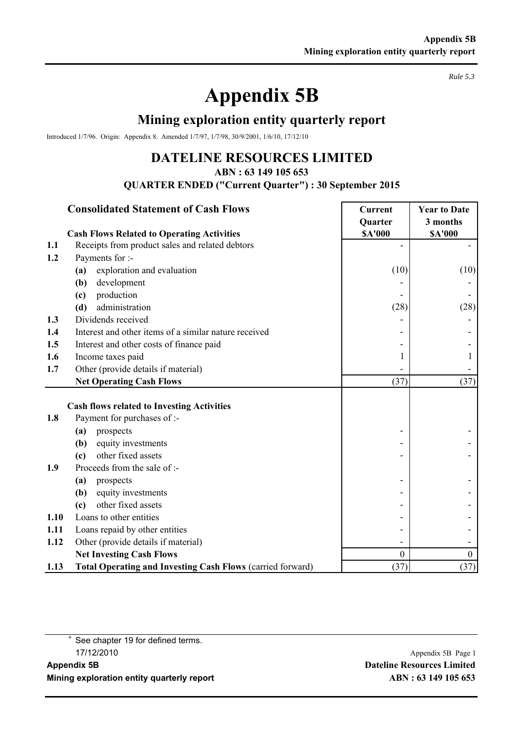*Rule 5.3*

# Appendix 5B

## Mining exploration entity quarterly report

Introduced 1/7/96. Origin: Appendix 8. Amended 1/7/97, 1/7/98, 30/9/2001, 1/6/10, 17/12/10

### DATELINE RESOURCES LIMITED

**ABN : 63 149 105 653**

**QUARTER ENDED ("Current Quarter") : 30 September 2015**

| | **Consolidated Statement of Cash Flows** | **Current Quarter $A'000** | **Year to Date 3 months $A'000** |
|---|---|---|---|
| | **Cash Flows Related to Operating Activities** | | |
| **1.1** | Receipts from product sales and related debtors | - | - |
| **1.2** | Payments for :- | | |
| | **(a)** exploration and evaluation | (10) | (10) |
| | **(b)** development | - | - |
| | **(c)** production | - | - |
| | **(d)** administration | (28) | (28) |
| **1.3** | Dividends received | - | - |
| **1.4** | Interest and other items of a similar nature received | - | - |
| **1.5** | Interest and other costs of finance paid | - | - |
| **1.6** | Income taxes paid | 1 | 1 |
| **1.7** | Other (provide details if material) | - | - |
| | **Net Operating Cash Flows** | (37) | (37) |
| | | | |
| | **Cash flows related to Investing Activities** | | |
| **1.8** | Payment for purchases of :- | | |
| | **(a)** prospects | - | - |
| | **(b)** equity investments | - | - |
| | **(c)** other fixed assets | - | - |
| **1.9** | Proceeds from the sale of :- | | |
| | **(a)** prospects | - | - |
| | **(b)** equity investments | - | - |
| | **(c)** other fixed assets | - | - |
| **1.10** | Loans to other entities | - | - |
| **1.11** | Loans repaid by other entities | - | - |
| **1.12** | Other (provide details if material) | - | - |
| | **Net Investing Cash Flows** | 0 | 0 |
| **1.13** | **Total Operating and Investing Cash Flows** (carried forward) | (37) | (37) |

+ See chapter 19 for defined terms.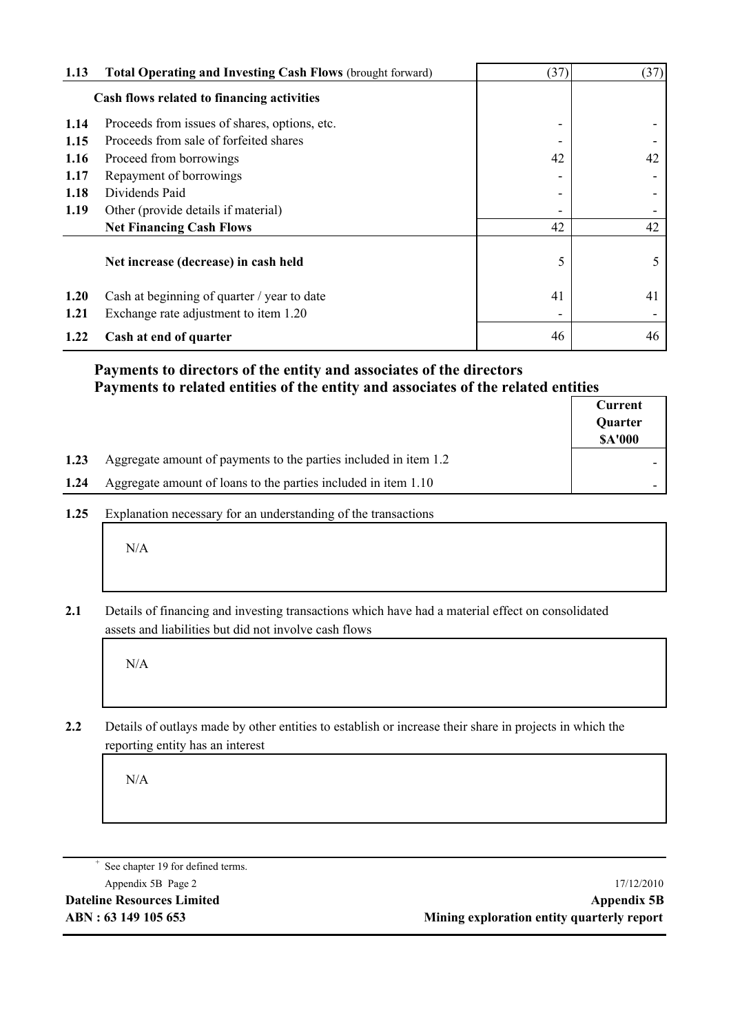| | | | |
|---|---|---|---|
| 1.13 | **Total Operating and Investing Cash Flows** (brought forward) | (37) | (37) |
| | **Cash flows related to financing activities** | | |
| 1.14 | Proceeds from issues of shares, options, etc. | - | - |
| 1.15 | Proceeds from sale of forfeited shares | - | - |
| 1.16 | Proceed from borrowings | 42 | 42 |
| 1.17 | Repayment of borrowings | - | - |
| 1.18 | Dividends Paid | - | - |
| 1.19 | Other (provide details if material) | - | - |
| | **Net Financing Cash Flows** | 42 | 42 |
| | **Net increase (decrease) in cash held** | 5 | 5 |
| 1.20 | Cash at beginning of quarter / year to date | 41 | 41 |
| 1.21 | Exchange rate adjustment to item 1.20 | - | - |
| 1.22 | **Cash at end of quarter** | 46 | 46 |

## Payments to directors of the entity and associates of the directors
## Payments to related entities of the entity and associates of the related entities

| | | Current Quarter $A'000 |
|---|---|---|
| 1.23 | Aggregate amount of payments to the parties included in item 1.2 | - |
| 1.24 | Aggregate amount of loans to the parties included in item 1.10 | - |

**1.25** Explanation necessary for an understanding of the transactions

N/A

**2.1** Details of financing and investing transactions which have had a material effect on consolidated assets and liabilities but did not involve cash flows

N/A

**2.2** Details of outlays made by other entities to establish or increase their share in projects in which the reporting entity has an interest

N/A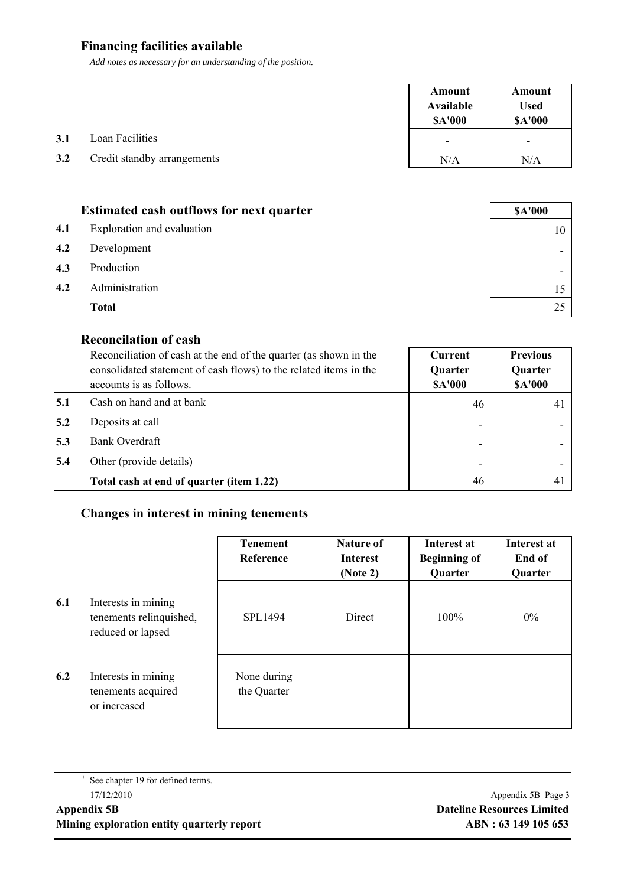## Financing facilities available

*Add notes as necessary for an understanding of the position.*

| | | Amount Available $A'000 | Amount Used $A'000 |
|---|---|---|---|
| 3.1 | Loan Facilities | - | - |
| 3.2 | Credit standby arrangements | N/A | N/A |

| | **Estimated cash outflows for next quarter** | $A'000 |
|---|---|---|
| 4.1 | Exploration and evaluation | 10 |
| 4.2 | Development | - |
| 4.3 | Production | - |
| 4.2 | Administration | 15 |
| | **Total** | 25 |

## Reconcilation of cash

| | Reconciliation of cash at the end of the quarter (as shown in the consolidated statement of cash flows) to the related items in the accounts is as follows. | Current Quarter $A'000 | Previous Quarter $A'000 |
|---|---|---|---|
| 5.1 | Cash on hand and at bank | 46 | 41 |
| 5.2 | Deposits at call | - | - |
| 5.3 | Bank Overdraft | - | - |
| 5.4 | Other (provide details) | - | - |
| | **Total cash at end of quarter (item 1.22)** | 46 | 41 |

## Changes in interest in mining tenements

| | | Tenement Reference | Nature of Interest (Note 2) | Interest at Beginning of Quarter | Interest at End of Quarter |
|---|---|---|---|---|---|
| 6.1 | Interests in mining tenements relinquished, reduced or lapsed | SPL1494 | Direct | 100% | 0% |
| 6.2 | Interests in mining tenements acquired or increased | None during the Quarter | | | |

+ See chapter 19 for defined terms.

17/12/2010

**Appendix 5B**
**Mining exploration entity quarterly report**

**Dateline Resources Limited**
**ABN : 63 149 105 653**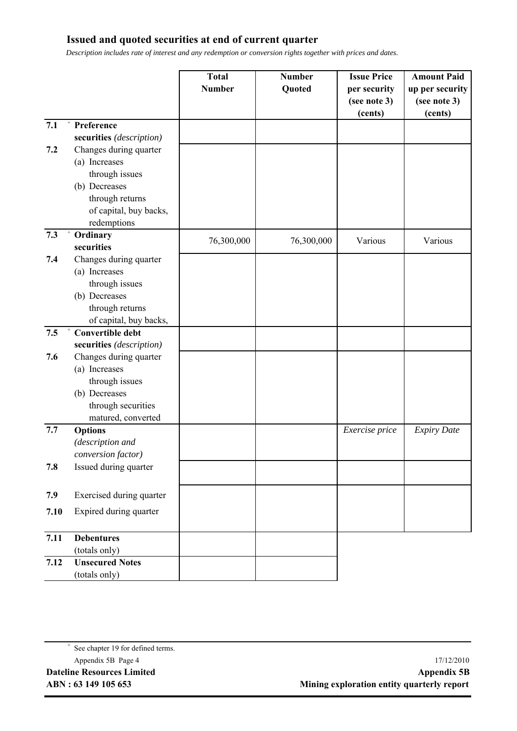## Issued and quoted securities at end of current quarter

*Description includes rate of interest and any redemption or conversion rights together with prices and dates.*

| | | Total Number | Number Quoted | Issue Price per security (see note 3) (cents) | Amount Paid up per security (see note 3) (cents) |
|---|---|---|---|---|---|
| 7.1 | + **Preference securities** *(description)* | | | | |
| 7.2 | Changes during quarter (a) Increases through issues (b) Decreases through returns of capital, buy backs, redemptions | | | | |
| 7.3 | + **Ordinary securities** | 76,300,000 | 76,300,000 | Various | Various |
| 7.4 | Changes during quarter (a) Increases through issues (b) Decreases through returns of capital, buy backs, | | | | |
| 7.5 | + **Convertible debt securities** *(description)* | | | | |
| 7.6 | Changes during quarter (a) Increases through issues (b) Decreases through securities matured, converted | | | | |
| 7.7 | **Options** *(description and conversion factor)* | | | *Exercise price* | *Expiry Date* |
| 7.8 | Issued during quarter | | | | |
| 7.9 | Exercised during quarter | | | | |
| 7.10 | Expired during quarter | | | | |
| 7.11 | **Debentures** (totals only) | | | | |
| 7.12 | **Unsecured Notes** (totals only) | | | | |

+ See chapter 19 for defined terms.

Dateline Resources Limited
ABN : 63 149 105 653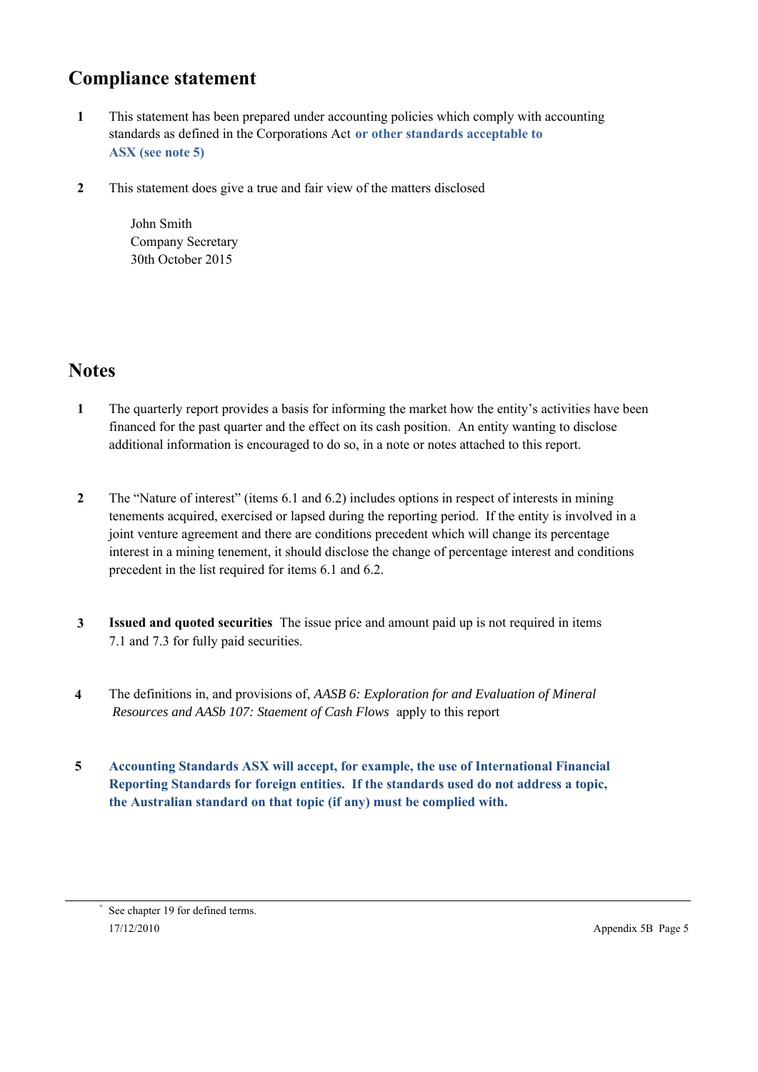## Compliance statement

1. This statement has been prepared under accounting policies which comply with accounting standards as defined in the Corporations Act **or other standards acceptable to ASX (see note 5)**

2. This statement does give a true and fair view of the matters disclosed

   John Smith
   Company Secretary
   30th October 2015

## Notes

1. The quarterly report provides a basis for informing the market how the entity's activities have been financed for the past quarter and the effect on its cash position. An entity wanting to disclose additional information is encouraged to do so, in a note or notes attached to this report.

2. The "Nature of interest" (items 6.1 and 6.2) includes options in respect of interests in mining tenements acquired, exercised or lapsed during the reporting period. If the entity is involved in a joint venture agreement and there are conditions precedent which will change its percentage interest in a mining tenement, it should disclose the change of percentage interest and conditions precedent in the list required for items 6.1 and 6.2.

3. **Issued and quoted securities** The issue price and amount paid up is not required in items 7.1 and 7.3 for fully paid securities.

4. The definitions in, and provisions of, *AASB 6: Exploration for and Evaluation of Mineral Resources and AASb 107: Staement of Cash Flows* apply to this report

5. **Accounting Standards ASX will accept, for example, the use of International Financial Reporting Standards for foreign entities. If the standards used do not address a topic, the Australian standard on that topic (if any) must be complied with.**

+ See chapter 19 for defined terms.